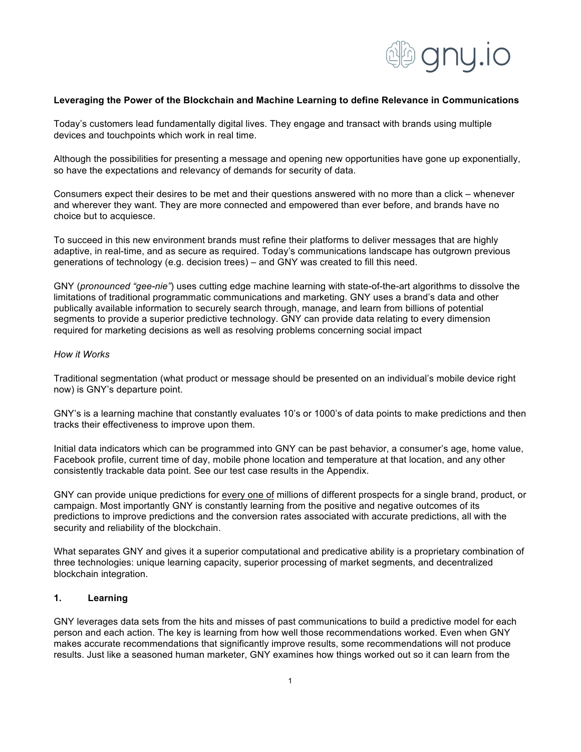**Leveraging the Power of the Blockchain and Machine Learning to define Relevance in Communications**

Today's customers lead fundamentally digital lives. They engage and transact with brands using multiple devices and touchpoints which work in real time.

Although the possibilities for presenting a message and opening new opportunities have gone up exponentially, so have the expectations and relevancy of demands for security of data.

Consumers expect their desires to be met and their questions answered with no more than a click – whenever and wherever they want. They are more connected and empowered than ever before, and brands have no choice but to acquiesce.

To succeed in this new environment brands must refine their platforms to deliver messages that are highly adaptive, in real-time, and as secure as required. Today's communications landscape has outgrown previous generations of technology (e.g. decision trees) – and GNY was created to fill this need.

GNY (*pronounced "gee-nie"*) uses cutting edge machine learning with state-of-the-art algorithms to dissolve the limitations of traditional programmatic communications and marketing. GNY uses a brand's data and other publically available information to securely search through, manage, and learn from billions of potential segments to provide a superior predictive technology. GNY can provide data relating to every dimension required for marketing decisions as well as resolving problems concerning social impact

*How it Works*

Traditional segmentation (what product or message should be presented on an individual's mobile device right now) is GNY's departure point.

GNY's is a learning machine that constantly evaluates 10's or 1000's of data points to make predictions and then tracks their effectiveness to improve upon them.

Initial data indicators which can be programmed into GNY can be past behavior, a consumer's age, home value, Facebook profile, current time of day, mobile phone location and temperature at that location, and any other consistently trackable data point. See our test case results in the Appendix.

GNY can provide unique predictions for <u>every one of</u> millions of different prospects for a single brand, product, or campaign. Most importantly GNY is constantly learning from the positive and negative outcomes of its predictions to improve predictions and the conversion rates associated with accurate predictions, all with the security and reliability of the blockchain.

What separates GNY and gives it a superior computational and predicative ability is a proprietary combination of three technologies: unique learning capacity, superior processing of market segments, and decentralized blockchain integration.

## 1. Learning

GNY leverages data sets from the hits and misses of past communications to build a predictive model for each person and each action. The key is learning from how well those recommendations worked. Even when GNY makes accurate recommendations that significantly improve results, some recommendations will not produce results. Just like a seasoned human marketer, GNY examines how things worked out so it can learn from the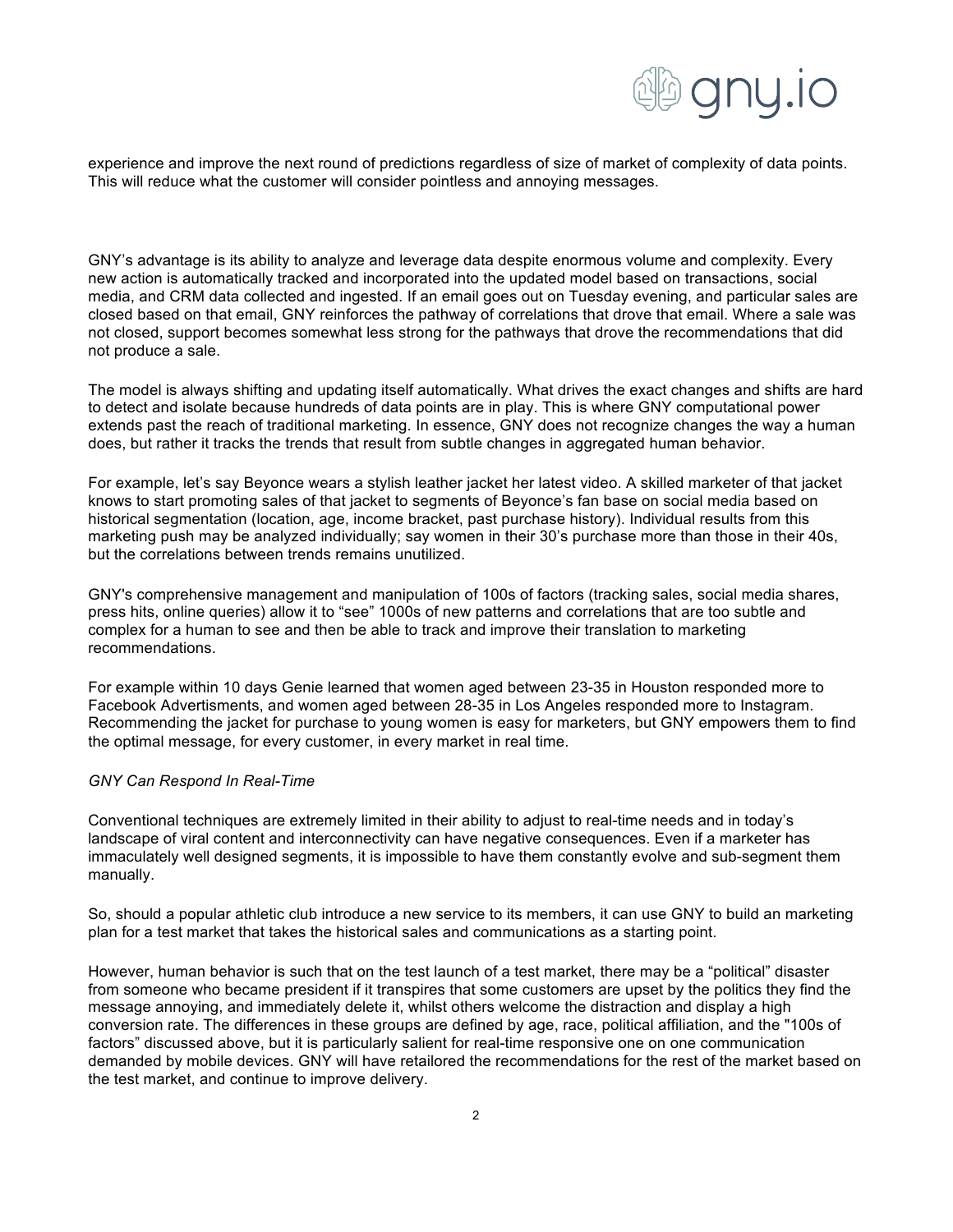experience and improve the next round of predictions regardless of size of market of complexity of data points. This will reduce what the customer will consider pointless and annoying messages.

GNY's advantage is its ability to analyze and leverage data despite enormous volume and complexity. Every new action is automatically tracked and incorporated into the updated model based on transactions, social media, and CRM data collected and ingested. If an email goes out on Tuesday evening, and particular sales are closed based on that email, GNY reinforces the pathway of correlations that drove that email. Where a sale was not closed, support becomes somewhat less strong for the pathways that drove the recommendations that did not produce a sale.

The model is always shifting and updating itself automatically. What drives the exact changes and shifts are hard to detect and isolate because hundreds of data points are in play. This is where GNY computational power extends past the reach of traditional marketing. In essence, GNY does not recognize changes the way a human does, but rather it tracks the trends that result from subtle changes in aggregated human behavior.

For example, let's say Beyonce wears a stylish leather jacket her latest video. A skilled marketer of that jacket knows to start promoting sales of that jacket to segments of Beyonce's fan base on social media based on historical segmentation (location, age, income bracket, past purchase history). Individual results from this marketing push may be analyzed individually; say women in their 30's purchase more than those in their 40s, but the correlations between trends remains unutilized.

GNY's comprehensive management and manipulation of 100s of factors (tracking sales, social media shares, press hits, online queries) allow it to "see" 1000s of new patterns and correlations that are too subtle and complex for a human to see and then be able to track and improve their translation to marketing recommendations.

For example within 10 days Genie learned that women aged between 23-35 in Houston responded more to Facebook Advertisments, and women aged between 28-35 in Los Angeles responded more to Instagram. Recommending the jacket for purchase to young women is easy for marketers, but GNY empowers them to find the optimal message, for every customer, in every market in real time.

*GNY Can Respond In Real-Time*

Conventional techniques are extremely limited in their ability to adjust to real-time needs and in today's landscape of viral content and interconnectivity can have negative consequences. Even if a marketer has immaculately well designed segments, it is impossible to have them constantly evolve and sub-segment them manually.

So, should a popular athletic club introduce a new service to its members, it can use GNY to build an marketing plan for a test market that takes the historical sales and communications as a starting point.

However, human behavior is such that on the test launch of a test market, there may be a "political" disaster from someone who became president if it transpires that some customers are upset by the politics they find the message annoying, and immediately delete it, whilst others welcome the distraction and display a high conversion rate. The differences in these groups are defined by age, race, political affiliation, and the "100s of factors" discussed above, but it is particularly salient for real-time responsive one on one communication demanded by mobile devices. GNY will have retailored the recommendations for the rest of the market based on the test market, and continue to improve delivery.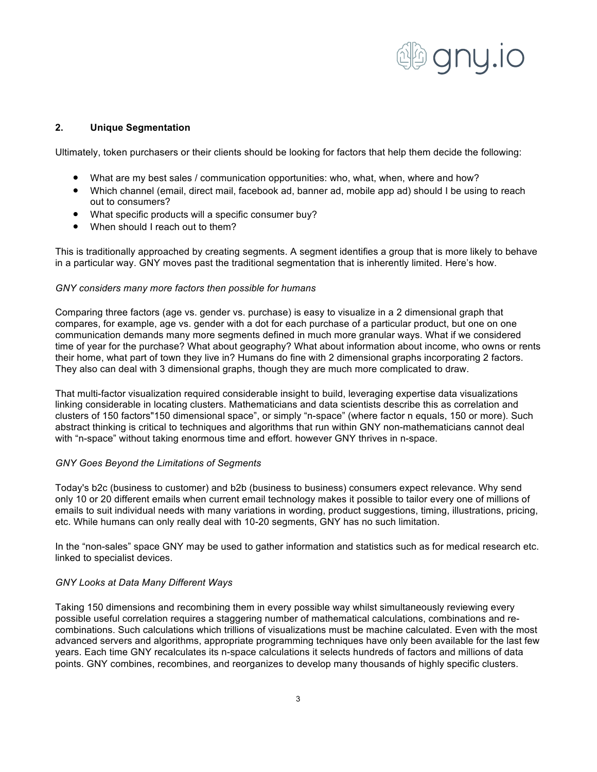## 2. Unique Segmentation

Ultimately, token purchasers or their clients should be looking for factors that help them decide the following:

- What are my best sales / communication opportunities: who, what, when, where and how?
- Which channel (email, direct mail, facebook ad, banner ad, mobile app ad) should I be using to reach out to consumers?
- What specific products will a specific consumer buy?
- When should I reach out to them?

This is traditionally approached by creating segments. A segment identifies a group that is more likely to behave in a particular way. GNY moves past the traditional segmentation that is inherently limited. Here's how.

*GNY considers many more factors then possible for humans*

Comparing three factors (age vs. gender vs. purchase) is easy to visualize in a 2 dimensional graph that compares, for example, age vs. gender with a dot for each purchase of a particular product, but one on one communication demands many more segments defined in much more granular ways. What if we considered time of year for the purchase? What about geography? What about information about income, who owns or rents their home, what part of town they live in? Humans do fine with 2 dimensional graphs incorporating 2 factors. They also can deal with 3 dimensional graphs, though they are much more complicated to draw.

That multi-factor visualization required considerable insight to build, leveraging expertise data visualizations linking considerable in locating clusters. Mathematicians and data scientists describe this as correlation and clusters of 150 factors"150 dimensional space", or simply "n-space" (where factor n equals, 150 or more). Such abstract thinking is critical to techniques and algorithms that run within GNY non-mathematicians cannot deal with "n-space" without taking enormous time and effort. however GNY thrives in n-space.

*GNY Goes Beyond the Limitations of Segments*

Today's b2c (business to customer) and b2b (business to business) consumers expect relevance. Why send only 10 or 20 different emails when current email technology makes it possible to tailor every one of millions of emails to suit individual needs with many variations in wording, product suggestions, timing, illustrations, pricing, etc. While humans can only really deal with 10-20 segments, GNY has no such limitation.

In the "non-sales" space GNY may be used to gather information and statistics such as for medical research etc. linked to specialist devices.

*GNY Looks at Data Many Different Ways*

Taking 150 dimensions and recombining them in every possible way whilst simultaneously reviewing every possible useful correlation requires a staggering number of mathematical calculations, combinations and re-combinations. Such calculations which trillions of visualizations must be machine calculated. Even with the most advanced servers and algorithms, appropriate programming techniques have only been available for the last few years. Each time GNY recalculates its n-space calculations it selects hundreds of factors and millions of data points. GNY combines, recombines, and reorganizes to develop many thousands of highly specific clusters.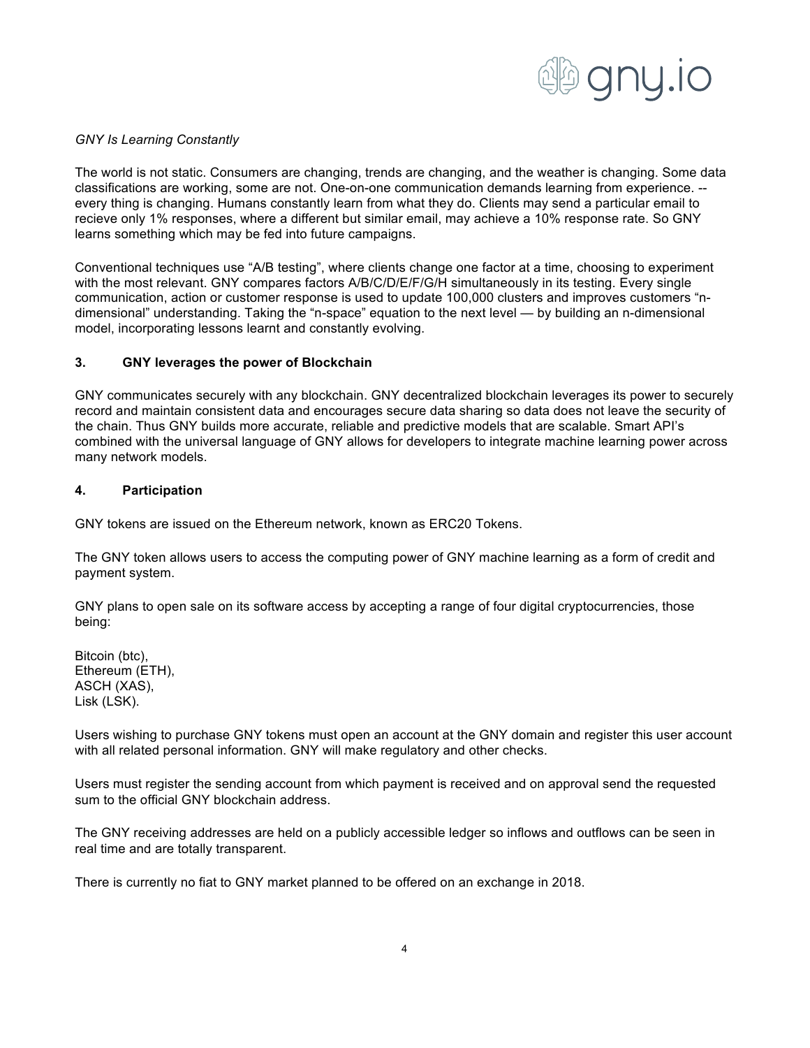*GNY Is Learning Constantly*

The world is not static. Consumers are changing, trends are changing, and the weather is changing. Some data classifications are working, some are not. One-on-one communication demands learning from experience. -- every thing is changing. Humans constantly learn from what they do. Clients may send a particular email to recieve only 1% responses, where a different but similar email, may achieve a 10% response rate. So GNY learns something which may be fed into future campaigns.

Conventional techniques use “A/B testing”, where clients change one factor at a time, choosing to experiment with the most relevant. GNY compares factors A/B/C/D/E/F/G/H simultaneously in its testing. Every single communication, action or customer response is used to update 100,000 clusters and improves customers “n-dimensional” understanding. Taking the “n-space” equation to the next level — by building an n-dimensional model, incorporating lessons learnt and constantly evolving.

## 3. GNY leverages the power of Blockchain

GNY communicates securely with any blockchain. GNY decentralized blockchain leverages its power to securely record and maintain consistent data and encourages secure data sharing so data does not leave the security of the chain. Thus GNY builds more accurate, reliable and predictive models that are scalable. Smart API’s combined with the universal language of GNY allows for developers to integrate machine learning power across many network models.

## 4. Participation

GNY tokens are issued on the Ethereum network, known as ERC20 Tokens.

The GNY token allows users to access the computing power of GNY machine learning as a form of credit and payment system.

GNY plans to open sale on its software access by accepting a range of four digital cryptocurrencies, those being:

Bitcoin (btc),
Ethereum (ETH),
ASCH (XAS),
Lisk (LSK).

Users wishing to purchase GNY tokens must open an account at the GNY domain and register this user account with all related personal information. GNY will make regulatory and other checks.

Users must register the sending account from which payment is received and on approval send the requested sum to the official GNY blockchain address.

The GNY receiving addresses are held on a publicly accessible ledger so inflows and outflows can be seen in real time and are totally transparent.

There is currently no fiat to GNY market planned to be offered on an exchange in 2018.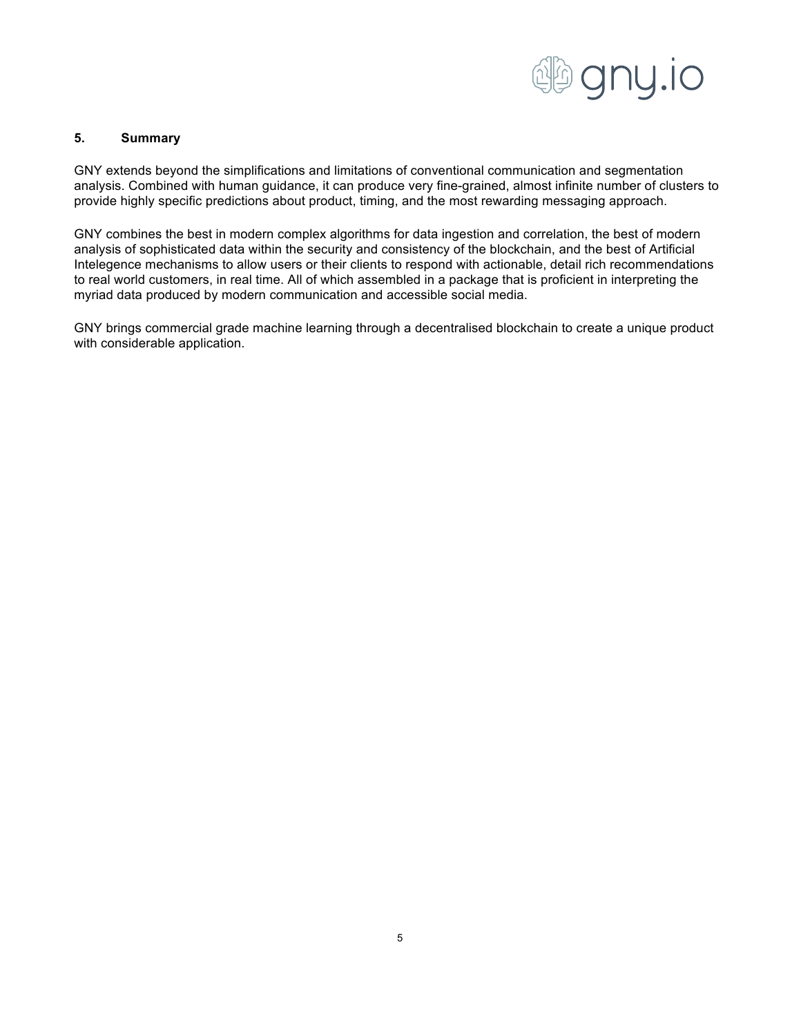## 5. Summary

GNY extends beyond the simplifications and limitations of conventional communication and segmentation analysis. Combined with human guidance, it can produce very fine-grained, almost infinite number of clusters to provide highly specific predictions about product, timing, and the most rewarding messaging approach.

GNY combines the best in modern complex algorithms for data ingestion and correlation, the best of modern analysis of sophisticated data within the security and consistency of the blockchain, and the best of Artificial Intelegence mechanisms to allow users or their clients to respond with actionable, detail rich recommendations to real world customers, in real time. All of which assembled in a package that is proficient in interpreting the myriad data produced by modern communication and accessible social media.

GNY brings commercial grade machine learning through a decentralised blockchain to create a unique product with considerable application.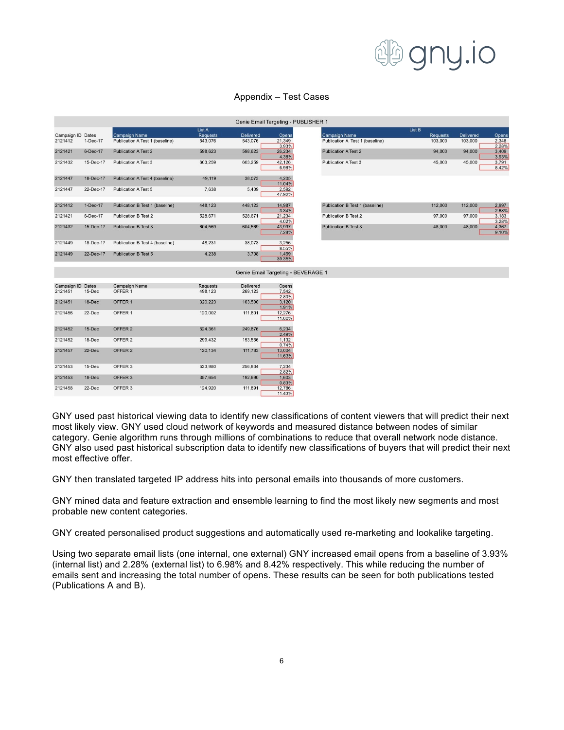## Appendix – Test Cases

**Genie Email Targeting - PUBLISHER 1**

| Campaign ID | Dates | Campaign Name (List A) | Requests | Delivered | Opens | Campaign Name (List B) | Requests | Delivered | Opens |
|---|---|---|---|---|---|---|---|---|---|
| 2121412 | 1-Dec-17 | Publication A Test 1 (baseline) | 543,076 | 543,076 | 21,349<br>3.93% | Publication A Test 1 (baseline) | 103,000 | 103,000 | 2,348<br>2.28% |
| 2121421 | 6-Dec-17 | Publication A Test 2 | 598,623 | 598,623 | 26,234<br>4.38% | Publication A Test 2 | 94,000 | 94,000 | 3,409<br>3.93% |
| 2121432 | 15-Dec-17 | Publication A Test 3 | 603,259 | 603,259 | 42,126<br>6.98% | Publication A Test 3 | 45,000 | 45,000 | 3,791<br>8.42% |
| 2121447 | 18-Dec-17 | Publication A Test 4 (baseline) | 49,119 | 38,073 | 4,205<br>11.04% | | | | |
| 2121447 | 22-Dec-17 | Publication A Test 5 | 7,638 | 5,409 | 2,592<br>47.92% | | | | |
| 2121412 | 1-Dec-17 | Publication B Test 1 (baseline) | 448,123 | 448,123 | 14,987<br>3.34% | Publication B Test 1 (baseline) | 112,000 | 112,000 | 2,997<br>2.68% |
| 2121421 | 6-Dec-17 | Publication B Test 2 | 528,671 | 528,671 | 21,234<br>4.02% | Publication B Test 2 | 97,000 | 97,000 | 3,183<br>3.28% |
| 2121432 | 15-Dec-17 | Publication B Test 3 | 604,569 | 604,569 | 43,997<br>7.28% | Publication B Test 3 | 48,000 | 48,000 | 4,367<br>9.10% |
| 2121449 | 18-Dec-17 | Publication B Test 4 (baseline) | 48,231 | 38,073 | 3,256<br>8.55% | | | | |
| 2121449 | 22-Dec-17 | Publication B Test 5 | 4,238 | 3,708 | 1,459<br>39.35% | | | | |

**Genie Email Targeting - BEVERAGE 1**

| Campaign ID | Dates | Campaign Name | Requests | Delivered | Opens |
|---|---|---|---|---|---|
| 2121451 | 15-Dec | OFFER 1 | 498,123 | 269,123 | 7,542<br>2.80% |
| 2121451 | 18-Dec | OFFER 1 | 320,223 | 163,500 | 3,120<br>1.91% |
| 2121456 | 22-Dec | OFFER 1 | 120,002 | 111,601 | 12,276<br>11.00% |
| 2121452 | 15-Dec | OFFER 2 | 524,361 | 249,876 | 6,234<br>2.49% |
| 2121452 | 18-Dec | OFFER 2 | 299,432 | 153,556 | 1,132<br>0.74% |
| 2121457 | 22-Dec | OFFER 2 | 120,134 | 111,783 | 13,004<br>11.63% |
| 2121453 | 15-Dec | OFFER 3 | 523,980 | 256,834 | 7,234<br>2.82% |
| 2121453 | 18-Dec | OFFER 3 | 357,654 | 192,690 | 1,603<br>0.83% |
| 2121458 | 22-Dec | OFFER 3 | 124,920 | 111,891 | 12,786<br>11.43% |

GNY used past historical viewing data to identify new classifications of content viewers that will predict their next most likely view. GNY used cloud network of keywords and measured distance between nodes of similar category. Genie algorithm runs through millions of combinations to reduce that overall network node distance. GNY also used past historical subscription data to identify new classifications of buyers that will predict their next most effective offer.

GNY then translated targeted IP address hits into personal emails into thousands of more customers.

GNY mined data and feature extraction and ensemble learning to find the most likely new segments and most probable new content categories.

GNY created personalised product suggestions and automatically used re-marketing and lookalike targeting.

Using two separate email lists (one internal, one external) GNY increased email opens from a baseline of 3.93% (internal list) and 2.28% (external list) to 6.98% and 8.42% respectively. This while reducing the number of emails sent and increasing the total number of opens. These results can be seen for both publications tested (Publications A and B).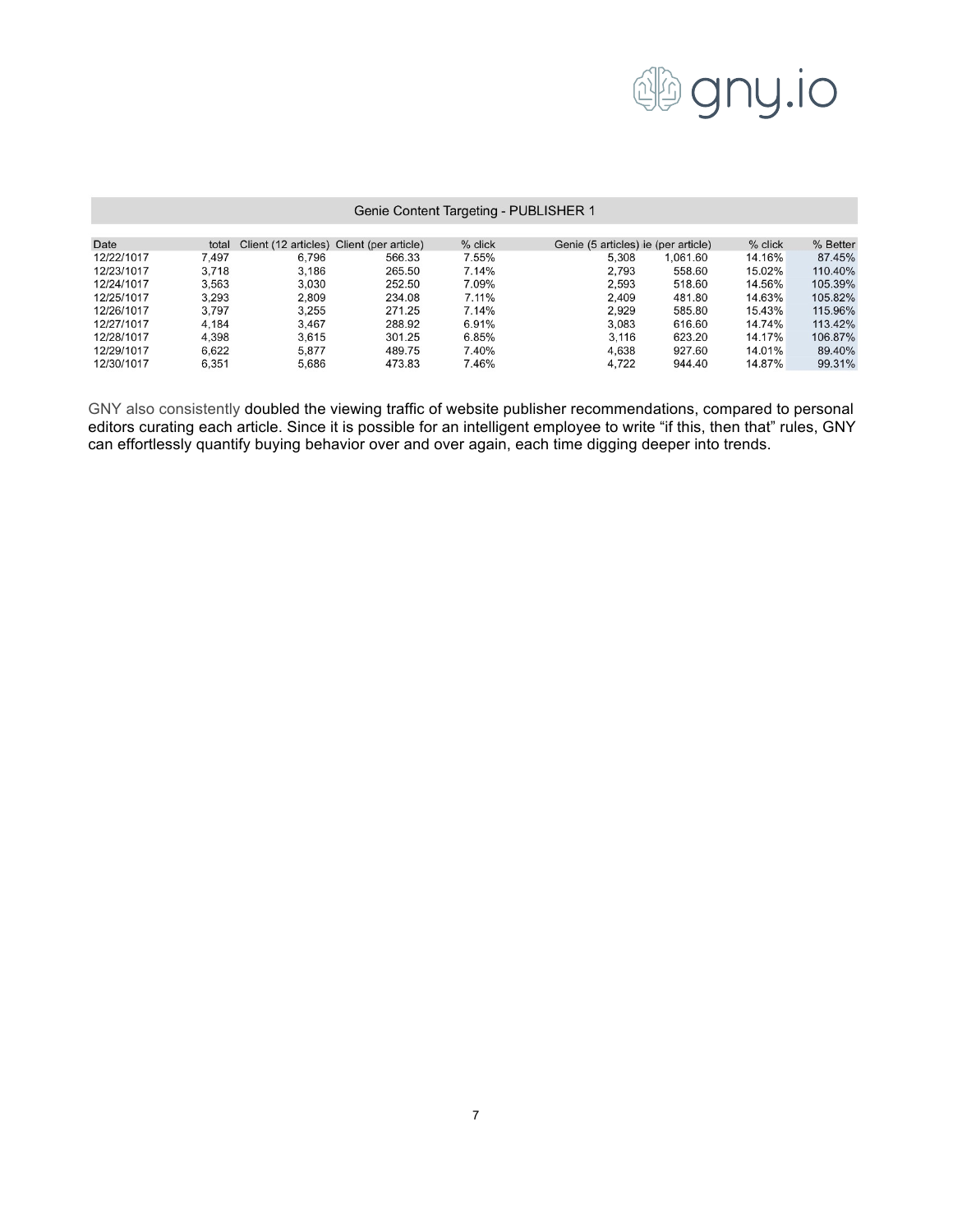Genie Content Targeting - PUBLISHER 1

| Date | total | Client (12 articles) | Client (per article) | % click | Genie (5 articles) | ie (per article) | % click | % Better |
|---|---|---|---|---|---|---|---|---|
| 12/22/1017 | 7,497 | 6,796 | 566.33 | 7.55% | 5,308 | 1,061.60 | 14.16% | 87.45% |
| 12/23/1017 | 3,718 | 3,186 | 265.50 | 7.14% | 2,793 | 558.60 | 15.02% | 110.40% |
| 12/24/1017 | 3,563 | 3,030 | 252.50 | 7.09% | 2,593 | 518.60 | 14.56% | 105.39% |
| 12/25/1017 | 3,293 | 2,809 | 234.08 | 7.11% | 2,409 | 481.80 | 14.63% | 105.82% |
| 12/26/1017 | 3,797 | 3,255 | 271.25 | 7.14% | 2,929 | 585.80 | 15.43% | 115.96% |
| 12/27/1017 | 4,184 | 3,467 | 288.92 | 6.91% | 3,083 | 616.60 | 14.74% | 113.42% |
| 12/28/1017 | 4,398 | 3,615 | 301.25 | 6.85% | 3,116 | 623.20 | 14.17% | 106.87% |
| 12/29/1017 | 6,622 | 5,877 | 489.75 | 7.40% | 4,638 | 927.60 | 14.01% | 89.40% |
| 12/30/1017 | 6,351 | 5,686 | 473.83 | 7.46% | 4,722 | 944.40 | 14.87% | 99.31% |

GNY also consistently doubled the viewing traffic of website publisher recommendations, compared to personal editors curating each article. Since it is possible for an intelligent employee to write "if this, then that" rules, GNY can effortlessly quantify buying behavior over and over again, each time digging deeper into trends.